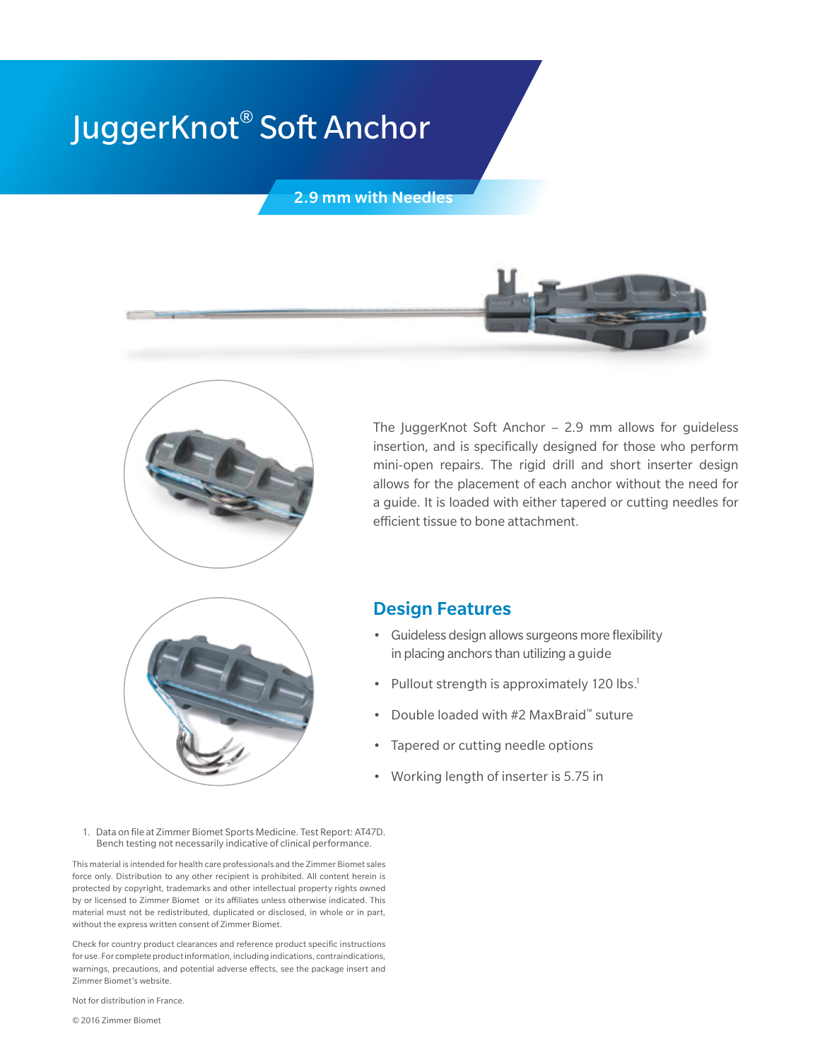# JuggerKnot® Soft Anchor

**2.9 mm with Needles**

The JuggerKnot Soft Anchor – 2.9 mm allows for guideless insertion, and is specifically designed for those who perform mini-open repairs. The rigid drill and short inserter design allows for the placement of each anchor without the need for a guide. It is loaded with either tapered or cutting needles for efficient tissue to bone attachment.

## Design Features

- Guideless design allows surgeons more flexibility in placing anchors than utilizing a guide
- Pullout strength is approximately 120 lbs.[1]
- Double loaded with #2 MaxBraid™ suture
- Tapered or cutting needle options
- Working length of inserter is 5.75 in

1. Data on file at Zimmer Biomet Sports Medicine. Test Report: AT47D. Bench testing not necessarily indicative of clinical performance.

This material is intended for health care professionals and the Zimmer Biomet sales force only. Distribution to any other recipient is prohibited. All content herein is protected by copyright, trademarks and other intellectual property rights owned by or licensed to Zimmer Biomet or its affiliates unless otherwise indicated. This material must not be redistributed, duplicated or disclosed, in whole or in part, without the express written consent of Zimmer Biomet.

Check for country product clearances and reference product specific instructions for use. For complete product information, including indications, contraindications, warnings, precautions, and potential adverse effects, see the package insert and Zimmer Biomet's website.

Not for distribution in France.

© 2016 Zimmer Biomet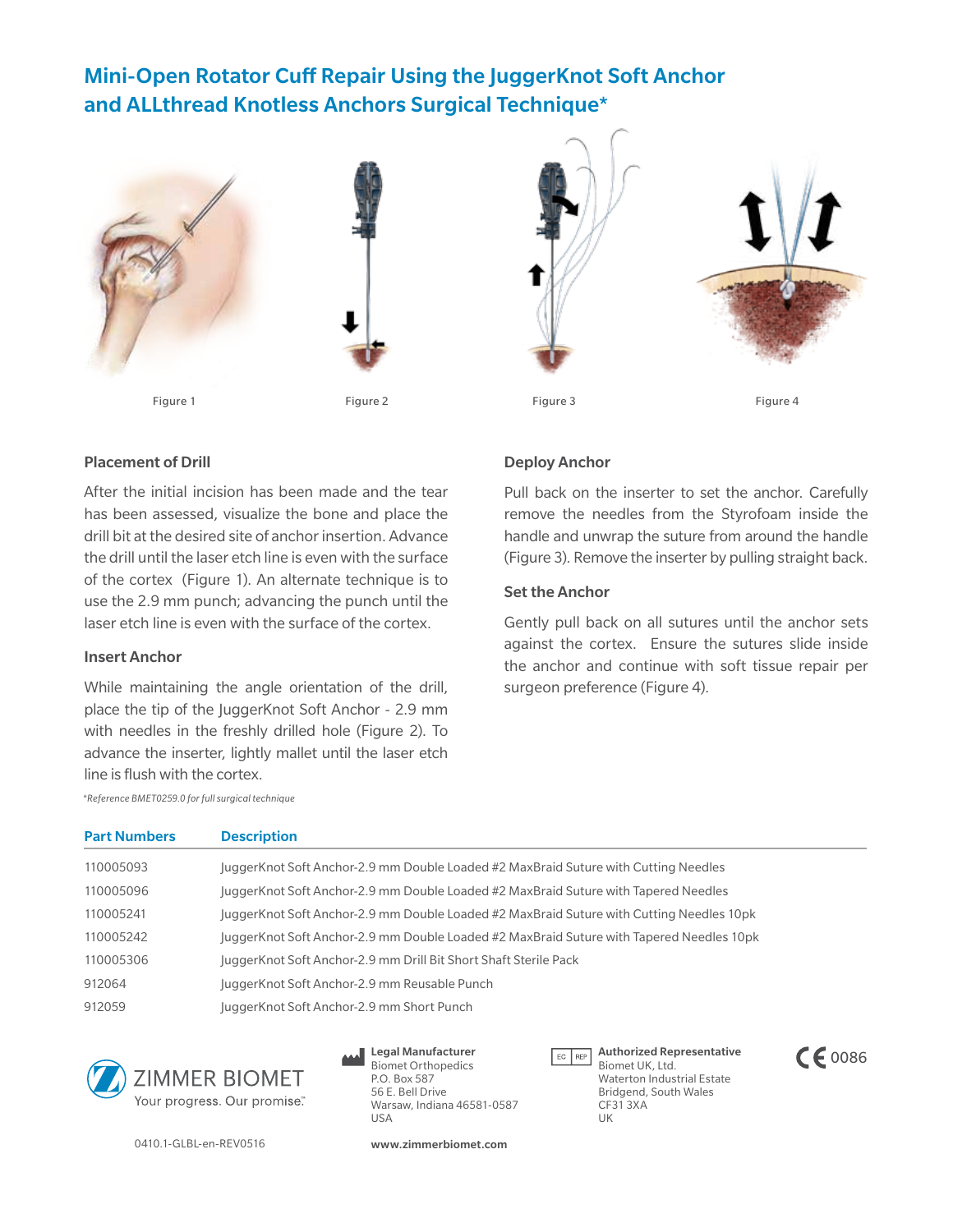# Mini-Open Rotator Cuff Repair Using the JuggerKnot Soft Anchor and ALLthread Knotless Anchors Surgical Technique*

Figure 1

Figure 2

Figure 3

Figure 4

### Placement of Drill

After the initial incision has been made and the tear has been assessed, visualize the bone and place the drill bit at the desired site of anchor insertion. Advance the drill until the laser etch line is even with the surface of the cortex (Figure 1). An alternate technique is to use the 2.9 mm punch; advancing the punch until the laser etch line is even with the surface of the cortex.

### Insert Anchor

While maintaining the angle orientation of the drill, place the tip of the JuggerKnot Soft Anchor - 2.9 mm with needles in the freshly drilled hole (Figure 2). To advance the inserter, lightly mallet until the laser etch line is flush with the cortex.

*\*Reference BMET0259.0 for full surgical technique*

### Deploy Anchor

Pull back on the inserter to set the anchor. Carefully remove the needles from the Styrofoam inside the handle and unwrap the suture from around the handle (Figure 3). Remove the inserter by pulling straight back.

### Set the Anchor

Gently pull back on all sutures until the anchor sets against the cortex. Ensure the sutures slide inside the anchor and continue with soft tissue repair per surgeon preference (Figure 4).

| Part Numbers | Description |
|---|---|
| 110005093 | JuggerKnot Soft Anchor-2.9 mm Double Loaded #2 MaxBraid Suture with Cutting Needles |
| 110005096 | JuggerKnot Soft Anchor-2.9 mm Double Loaded #2 MaxBraid Suture with Tapered Needles |
| 110005241 | JuggerKnot Soft Anchor-2.9 mm Double Loaded #2 MaxBraid Suture with Cutting Needles 10pk |
| 110005242 | JuggerKnot Soft Anchor-2.9 mm Double Loaded #2 MaxBraid Suture with Tapered Needles 10pk |
| 110005306 | JuggerKnot Soft Anchor-2.9 mm Drill Bit Short Shaft Sterile Pack |
| 912064 | JuggerKnot Soft Anchor-2.9 mm Reusable Punch |
| 912059 | JuggerKnot Soft Anchor-2.9 mm Short Punch |

ZIMMER BIOMET
Your progress. Our promise.™

**Legal Manufacturer**
Biomet Orthopedics
P.O. Box 587
56 E. Bell Drive
Warsaw, Indiana 46581-0587
USA

**Authorized Representative**
Biomet UK, Ltd.
Waterton Industrial Estate
Bridgend, South Wales
CF31 3XA
UK

CE 0086

0410.1-GLBL-en-REV0516

**www.zimmerbiomet.com**